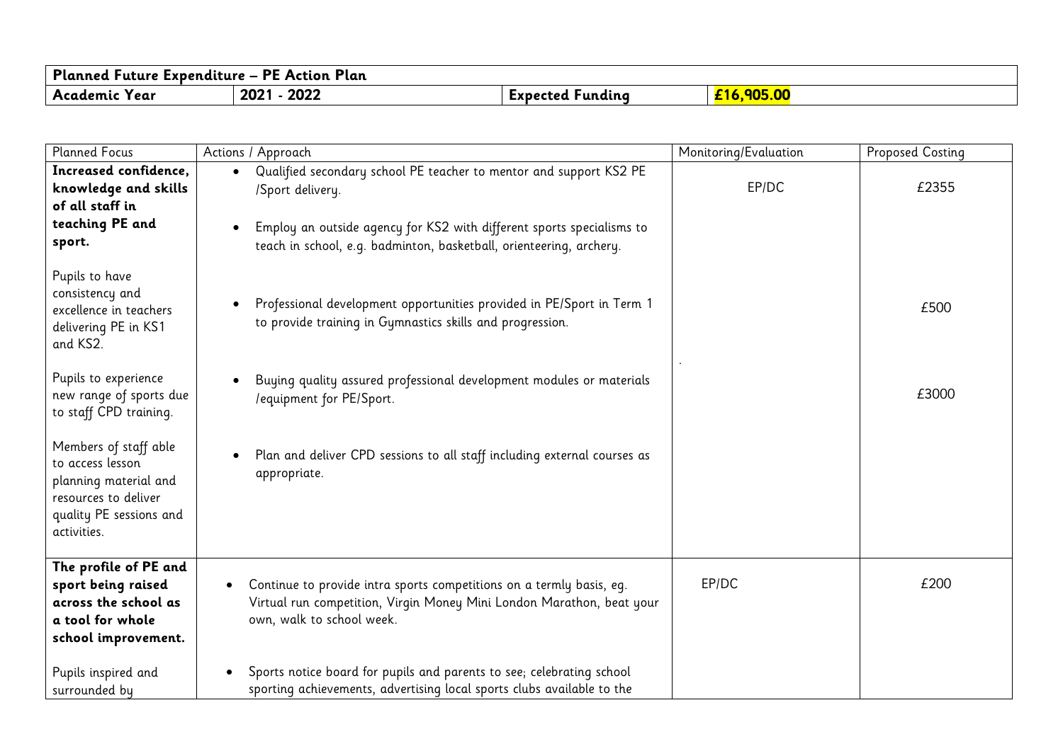| Planned Future Expenditure – PE Action Plan | | | |
|---|---|---|---|
| **Academic Year** | **2021 - 2022** | **Expected Funding** | **£16,905.00** |

| Planned Focus | Actions / Approach | Monitoring/Evaluation | Proposed Costing |
|---|---|---|---|
| **Increased confidence, knowledge and skills of all staff in teaching PE and sport.**<br><br>Pupils to have consistency and excellence in teachers delivering PE in KS1 and KS2.<br><br>Pupils to experience new range of sports due to staff CPD training.<br><br>Members of staff able to access lesson planning material and resources to deliver quality PE sessions and activities. | • Qualified secondary school PE teacher to mentor and support KS2 PE /Sport delivery.<br><br>• Employ an outside agency for KS2 with different sports specialisms to teach in school, e.g. badminton, basketball, orienteering, archery.<br><br>• Professional development opportunities provided in PE/Sport in Term 1 to provide training in Gymnastics skills and progression.<br><br>• Buying quality assured professional development modules or materials /equipment for PE/Sport.<br><br>• Plan and deliver CPD sessions to all staff including external courses as appropriate. | EP/DC<br><br>. | £2355<br><br>£500<br><br>£3000 |
| **The profile of PE and sport being raised across the school as a tool for whole school improvement.**<br><br>Pupils inspired and surrounded by | • Continue to provide intra sports competitions on a termly basis, eg. Virtual run competition, Virgin Money Mini London Marathon, beat your own, walk to school week.<br><br>• Sports notice board for pupils and parents to see; celebrating school sporting achievements, advertising local sports clubs available to the | EP/DC | £200 |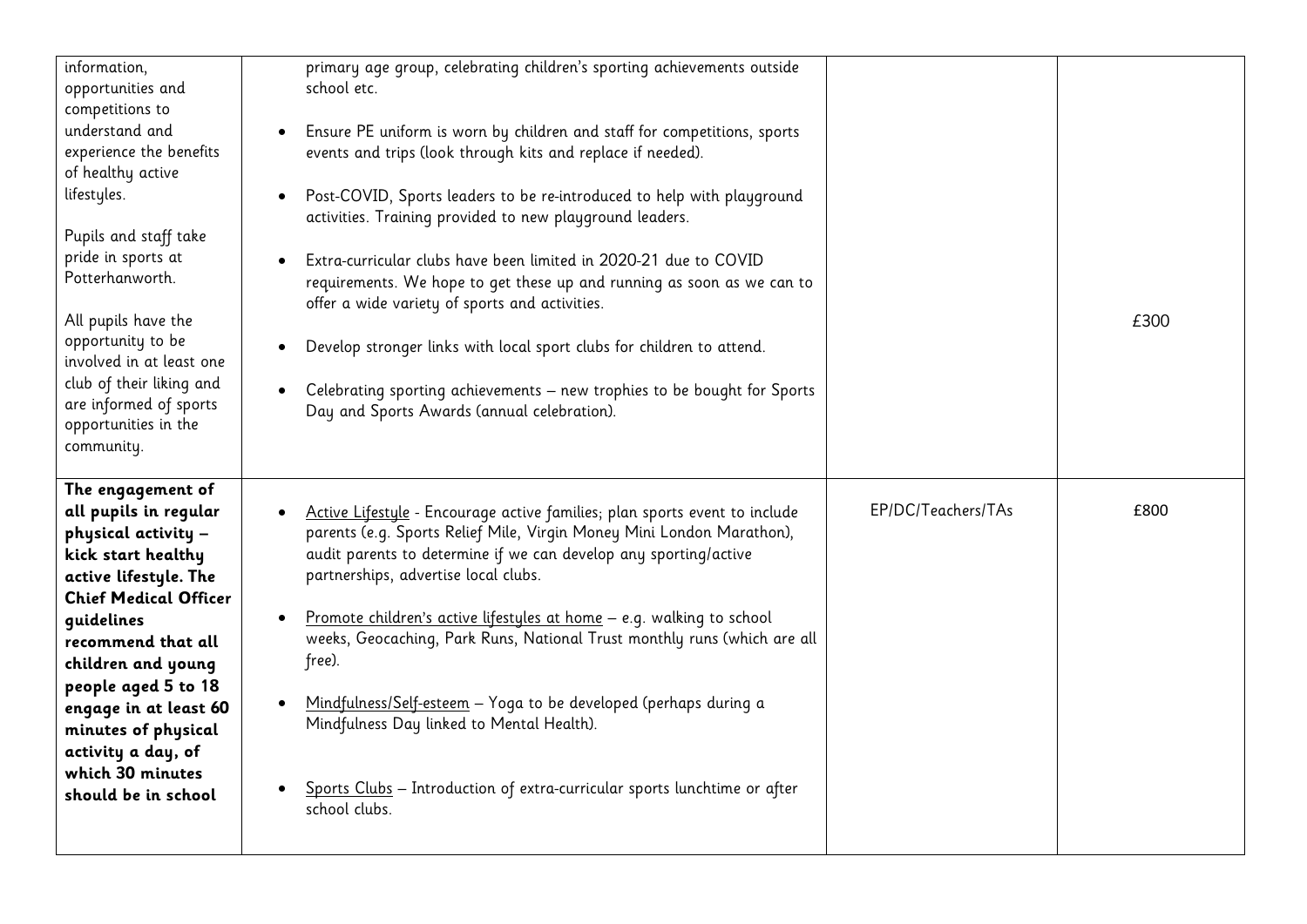| | | | |
|---|---|---|---|
| information, opportunities and competitions to understand and experience the benefits of healthy active lifestyles.<br><br>Pupils and staff take pride in sports at Potterhanworth.<br><br>All pupils have the opportunity to be involved in at least one club of their liking and are informed of sports opportunities in the community. | primary age group, celebrating children's sporting achievements outside school etc.<br><br>• Ensure PE uniform is worn by children and staff for competitions, sports events and trips (look through kits and replace if needed).<br><br>• Post-COVID, Sports leaders to be re-introduced to help with playground activities. Training provided to new playground leaders.<br><br>• Extra-curricular clubs have been limited in 2020-21 due to COVID requirements. We hope to get these up and running as soon as we can to offer a wide variety of sports and activities.<br><br>• Develop stronger links with local sport clubs for children to attend.<br><br>• Celebrating sporting achievements – new trophies to be bought for Sports Day and Sports Awards (annual celebration). | | £300 |
| **The engagement of all pupils in regular physical activity – kick start healthy active lifestyle. The Chief Medical Officer guidelines recommend that all children and young people aged 5 to 18 engage in at least 60 minutes of physical activity a day, of which 30 minutes should be in school** | • Active Lifestyle - Encourage active families; plan sports event to include parents (e.g. Sports Relief Mile, Virgin Money Mini London Marathon), audit parents to determine if we can develop any sporting/active partnerships, advertise local clubs.<br><br>• Promote children's active lifestyles at home – e.g. walking to school weeks, Geocaching, Park Runs, National Trust monthly runs (which are all free).<br><br>• Mindfulness/Self-esteem – Yoga to be developed (perhaps during a Mindfulness Day linked to Mental Health).<br><br>• Sports Clubs – Introduction of extra-curricular sports lunchtime or after school clubs. | EP/DC/Teachers/TAs | £800 |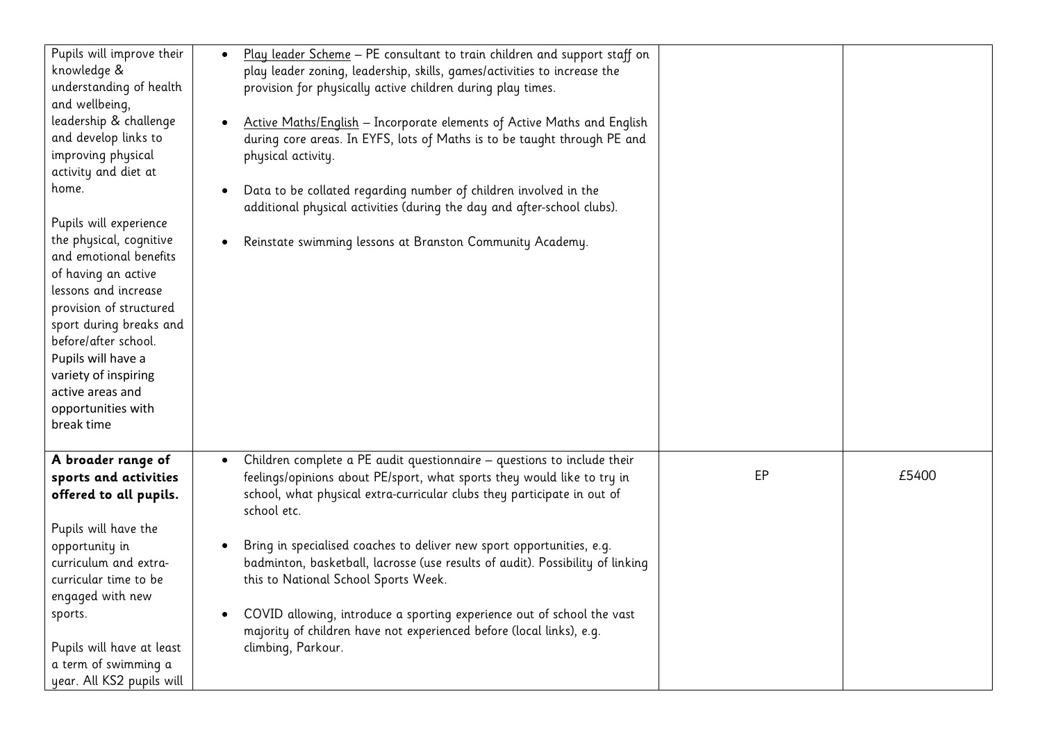| | | | |
|---|---|---|---|
| Pupils will improve their knowledge & understanding of health and wellbeing, leadership & challenge and develop links to improving physical activity and diet at home.<br><br>Pupils will experience the physical, cognitive and emotional benefits of having an active lessons and increase provision of structured sport during breaks and before/after school. Pupils will have a variety of inspiring active areas and opportunities with break time | • Play leader Scheme – PE consultant to train children and support staff on play leader zoning, leadership, skills, games/activities to increase the provision for physically active children during play times.<br><br>• Active Maths/English – Incorporate elements of Active Maths and English during core areas. In EYFS, lots of Maths is to be taught through PE and physical activity.<br><br>• Data to be collated regarding number of children involved in the additional physical activities (during the day and after-school clubs).<br><br>• Reinstate swimming lessons at Branston Community Academy. | | |
| **A broader range of sports and activities offered to all pupils.**<br><br>Pupils will have the opportunity in curriculum and extra-curricular time to be engaged with new sports.<br><br>Pupils will have at least a term of swimming a year. All KS2 pupils will | • Children complete a PE audit questionnaire – questions to include their feelings/opinions about PE/sport, what sports they would like to try in school, what physical extra-curricular clubs they participate in out of school etc.<br><br>• Bring in specialised coaches to deliver new sport opportunities, e.g. badminton, basketball, lacrosse (use results of audit). Possibility of linking this to National School Sports Week.<br><br>• COVID allowing, introduce a sporting experience out of school the vast majority of children have not experienced before (local links), e.g. climbing, Parkour. | EP | £5400 |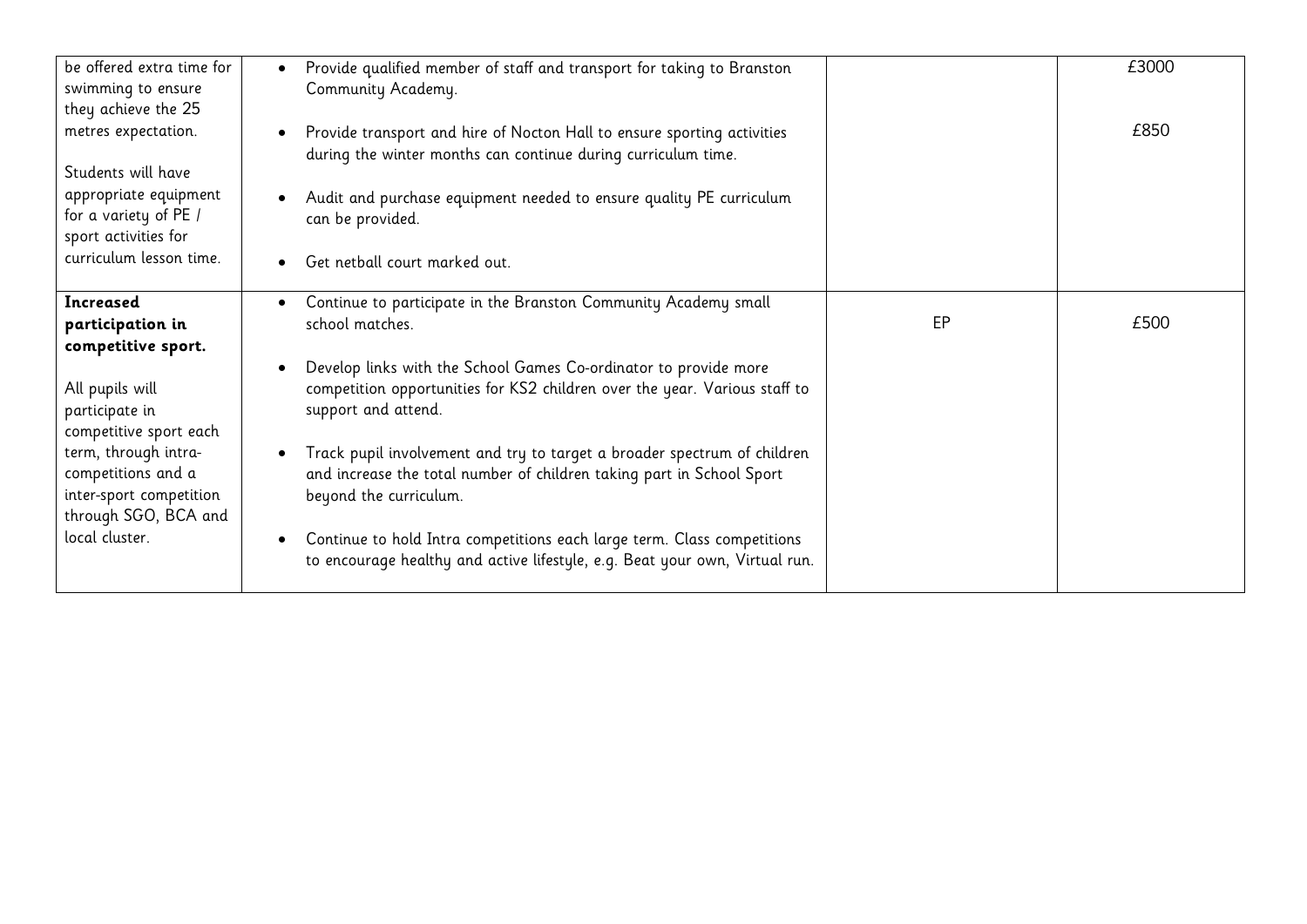| | | | |
|---|---|---|---|
| be offered extra time for swimming to ensure they achieve the 25 metres expectation.<br><br>Students will have appropriate equipment for a variety of PE / sport activities for curriculum lesson time. | • Provide qualified member of staff and transport for taking to Branston Community Academy.<br><br>• Provide transport and hire of Nocton Hall to ensure sporting activities during the winter months can continue during curriculum time.<br><br>• Audit and purchase equipment needed to ensure quality PE curriculum can be provided.<br><br>• Get netball court marked out. | | £3000<br><br>£850 |
| **Increased participation in competitive sport.**<br><br>All pupils will participate in competitive sport each term, through intra-competitions and a inter-sport competition through SGO, BCA and local cluster. | • Continue to participate in the Branston Community Academy small school matches.<br><br>• Develop links with the School Games Co-ordinator to provide more competition opportunities for KS2 children over the year. Various staff to support and attend.<br><br>• Track pupil involvement and try to target a broader spectrum of children and increase the total number of children taking part in School Sport beyond the curriculum.<br><br>• Continue to hold Intra competitions each large term. Class competitions to encourage healthy and active lifestyle, e.g. Beat your own, Virtual run. | EP | £500 |